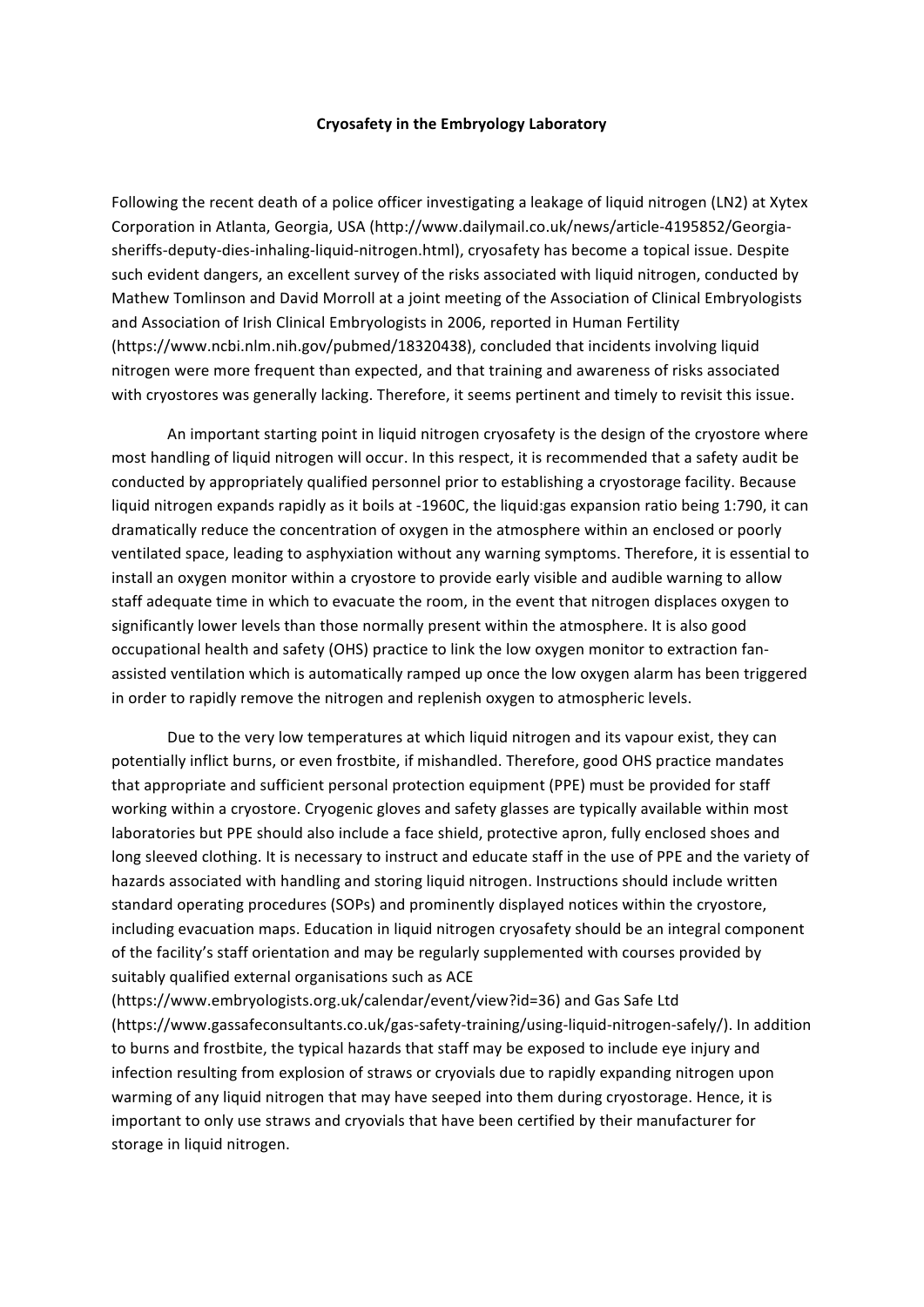**Cryosafety in the Embryology Laboratory**

Following the recent death of a police officer investigating a leakage of liquid nitrogen (LN2) at Xytex Corporation in Atlanta, Georgia, USA (http://www.dailymail.co.uk/news/article-4195852/Georgia-sheriffs-deputy-dies-inhaling-liquid-nitrogen.html), cryosafety has become a topical issue. Despite such evident dangers, an excellent survey of the risks associated with liquid nitrogen, conducted by Mathew Tomlinson and David Morroll at a joint meeting of the Association of Clinical Embryologists and Association of Irish Clinical Embryologists in 2006, reported in Human Fertility (https://www.ncbi.nlm.nih.gov/pubmed/18320438), concluded that incidents involving liquid nitrogen were more frequent than expected, and that training and awareness of risks associated with cryostores was generally lacking. Therefore, it seems pertinent and timely to revisit this issue.

An important starting point in liquid nitrogen cryosafety is the design of the cryostore where most handling of liquid nitrogen will occur. In this respect, it is recommended that a safety audit be conducted by appropriately qualified personnel prior to establishing a cryostorage facility. Because liquid nitrogen expands rapidly as it boils at -1960C, the liquid:gas expansion ratio being 1:790, it can dramatically reduce the concentration of oxygen in the atmosphere within an enclosed or poorly ventilated space, leading to asphyxiation without any warning symptoms. Therefore, it is essential to install an oxygen monitor within a cryostore to provide early visible and audible warning to allow staff adequate time in which to evacuate the room, in the event that nitrogen displaces oxygen to significantly lower levels than those normally present within the atmosphere. It is also good occupational health and safety (OHS) practice to link the low oxygen monitor to extraction fan-assisted ventilation which is automatically ramped up once the low oxygen alarm has been triggered in order to rapidly remove the nitrogen and replenish oxygen to atmospheric levels.

Due to the very low temperatures at which liquid nitrogen and its vapour exist, they can potentially inflict burns, or even frostbite, if mishandled. Therefore, good OHS practice mandates that appropriate and sufficient personal protection equipment (PPE) must be provided for staff working within a cryostore. Cryogenic gloves and safety glasses are typically available within most laboratories but PPE should also include a face shield, protective apron, fully enclosed shoes and long sleeved clothing. It is necessary to instruct and educate staff in the use of PPE and the variety of hazards associated with handling and storing liquid nitrogen. Instructions should include written standard operating procedures (SOPs) and prominently displayed notices within the cryostore, including evacuation maps. Education in liquid nitrogen cryosafety should be an integral component of the facility's staff orientation and may be regularly supplemented with courses provided by suitably qualified external organisations such as ACE (https://www.embryologists.org.uk/calendar/event/view?id=36) and Gas Safe Ltd (https://www.gassafeconsultants.co.uk/gas-safety-training/using-liquid-nitrogen-safely/). In addition to burns and frostbite, the typical hazards that staff may be exposed to include eye injury and infection resulting from explosion of straws or cryovials due to rapidly expanding nitrogen upon warming of any liquid nitrogen that may have seeped into them during cryostorage. Hence, it is important to only use straws and cryovials that have been certified by their manufacturer for storage in liquid nitrogen.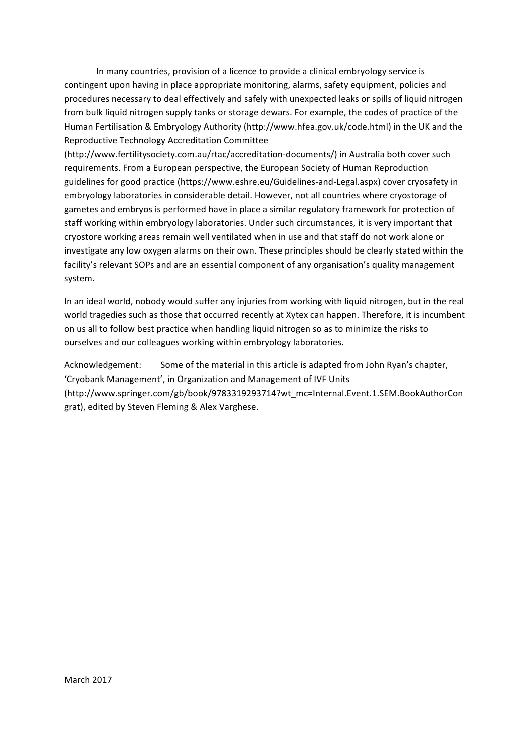In many countries, provision of a licence to provide a clinical embryology service is contingent upon having in place appropriate monitoring, alarms, safety equipment, policies and procedures necessary to deal effectively and safely with unexpected leaks or spills of liquid nitrogen from bulk liquid nitrogen supply tanks or storage dewars. For example, the codes of practice of the Human Fertilisation & Embryology Authority (http://www.hfea.gov.uk/code.html) in the UK and the Reproductive Technology Accreditation Committee (http://www.fertilitysociety.com.au/rtac/accreditation-documents/) in Australia both cover such requirements. From a European perspective, the European Society of Human Reproduction guidelines for good practice (https://www.eshre.eu/Guidelines-and-Legal.aspx) cover cryosafety in embryology laboratories in considerable detail. However, not all countries where cryostorage of gametes and embryos is performed have in place a similar regulatory framework for protection of staff working within embryology laboratories. Under such circumstances, it is very important that cryostore working areas remain well ventilated when in use and that staff do not work alone or investigate any low oxygen alarms on their own. These principles should be clearly stated within the facility's relevant SOPs and are an essential component of any organisation's quality management system.

In an ideal world, nobody would suffer any injuries from working with liquid nitrogen, but in the real world tragedies such as those that occurred recently at Xytex can happen. Therefore, it is incumbent on us all to follow best practice when handling liquid nitrogen so as to minimize the risks to ourselves and our colleagues working within embryology laboratories.

Acknowledgement: Some of the material in this article is adapted from John Ryan's chapter, 'Cryobank Management', in Organization and Management of IVF Units (http://www.springer.com/gb/book/9783319293714?wt_mc=Internal.Event.1.SEM.BookAuthorCongrat), edited by Steven Fleming & Alex Varghese.

March 2017